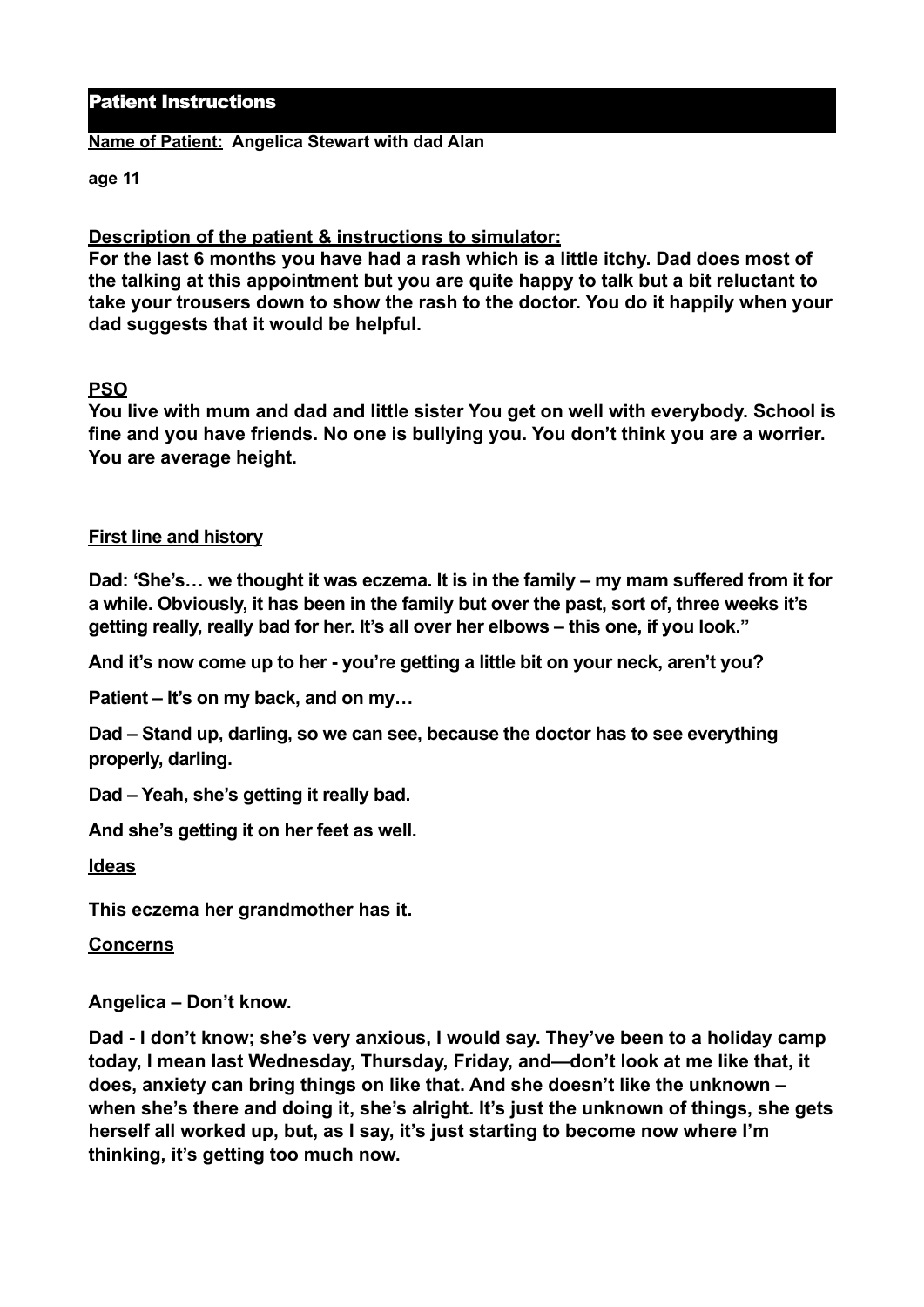# Patient Instructions

**Name of Patient: Angelica Stewart with dad Alan**

**age 11**

**Description of the patient & instructions to simulator:**

**For the last 6 months you have had a rash which is a little itchy. Dad does most of the talking at this appointment but you are quite happy to talk but a bit reluctant to take your trousers down to show the rash to the doctor. You do it happily when your dad suggests that it would be helpful.**

**PSO**

**You live with mum and dad and little sister You get on well with everybody. School is fine and you have friends. No one is bullying you. You don't think you are a worrier. You are average height.**

**First line and history**

**Dad: 'She's… we thought it was eczema. It is in the family – my mam suffered from it for a while. Obviously, it has been in the family but over the past, sort of, three weeks it's getting really, really bad for her. It's all over her elbows – this one, if you look."**

**And it's now come up to her - you're getting a little bit on your neck, aren't you?**

**Patient – It's on my back, and on my…**

**Dad – Stand up, darling, so we can see, because the doctor has to see everything properly, darling.**

**Dad – Yeah, she's getting it really bad.**

**And she's getting it on her feet as well.**

**Ideas**

**This eczema her grandmother has it.**

**Concerns**

**Angelica – Don't know.**

**Dad - I don't know; she's very anxious, I would say. They've been to a holiday camp today, I mean last Wednesday, Thursday, Friday, and—don't look at me like that, it does, anxiety can bring things on like that. And she doesn't like the unknown – when she's there and doing it, she's alright. It's just the unknown of things, she gets herself all worked up, but, as I say, it's just starting to become now where I'm thinking, it's getting too much now.**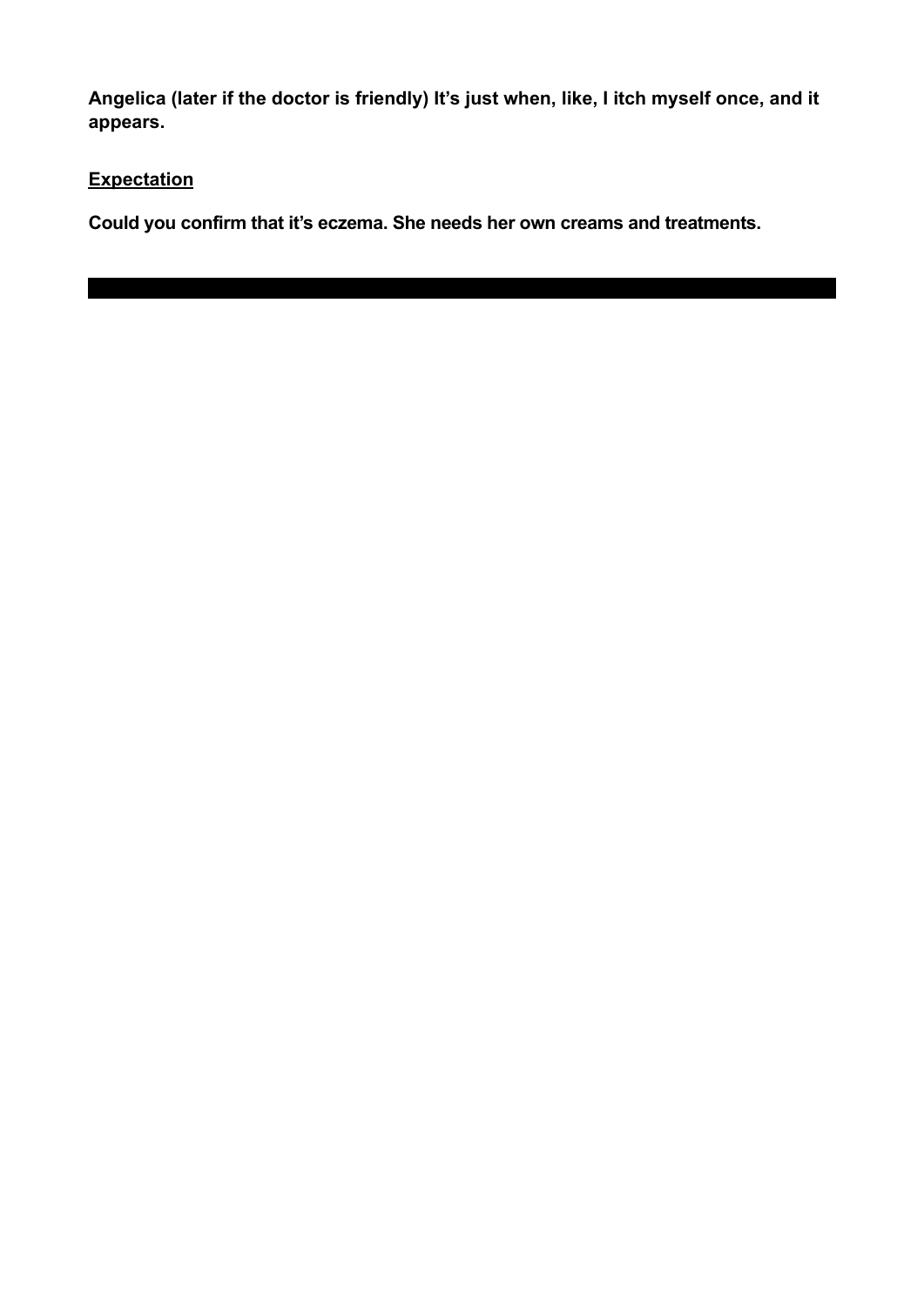**Angelica (later if the doctor is friendly) It's just when, like, I itch myself once, and it appears.**

**Expectation**

**Could you confirm that it's eczema. She needs her own creams and treatments.**